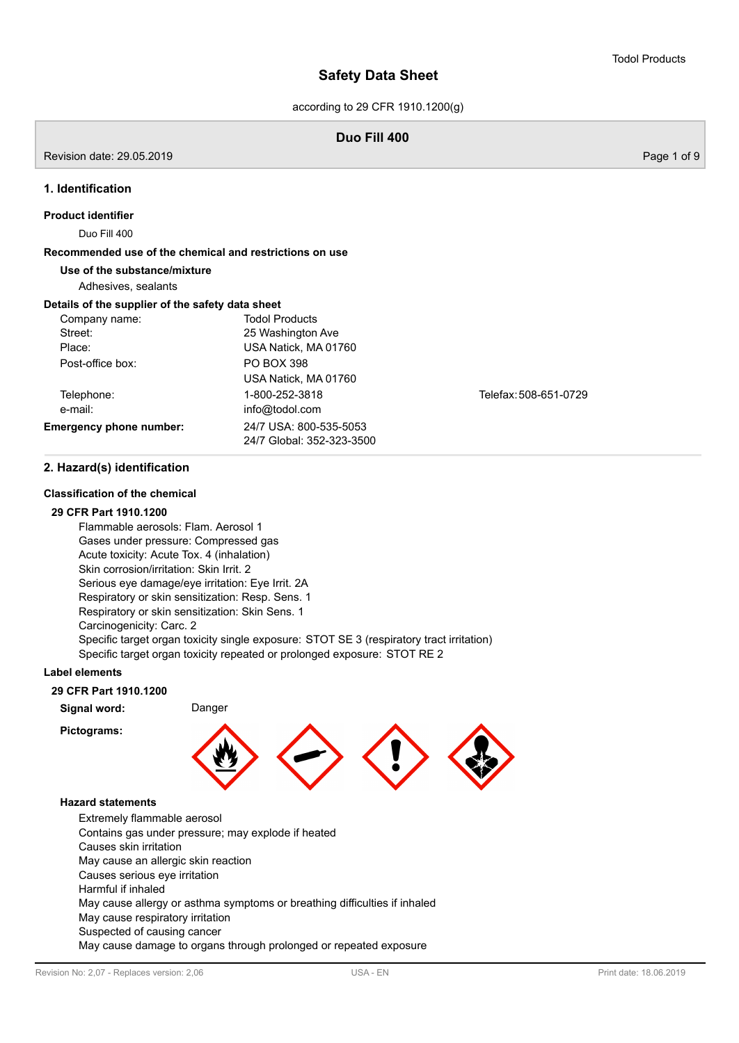# Safety Data Sheet

according to 29 CFR 1910.1200(g)

**Duo Fill 400**

Revision date: 29.05.2019

## 1. Identification

### Product identifier

Duo Fill 400

### Recommended use of the chemical and restrictions on use

**Use of the substance/mixture**

Adhesives, sealants

### Details of the supplier of the safety data sheet

| | | |
|---|---|---|
| Company name: | Todol Products | |
| Street: | 25 Washington Ave | |
| Place: | USA Natick, MA 01760 | |
| Post-office box: | PO BOX 398<br>USA Natick, MA 01760 | |
| Telephone: | 1-800-252-3818 | Telefax: 508-651-0729 |
| e-mail: | info@todol.com | |
| **Emergency phone number:** | 24/7 USA: 800-535-5053<br>24/7 Global: 352-323-3500 | |

## 2. Hazard(s) identification

### Classification of the chemical

**29 CFR Part 1910.1200**

Flammable aerosols: Flam. Aerosol 1
Gases under pressure: Compressed gas
Acute toxicity: Acute Tox. 4 (inhalation)
Skin corrosion/irritation: Skin Irrit. 2
Serious eye damage/eye irritation: Eye Irrit. 2A
Respiratory or skin sensitization: Resp. Sens. 1
Respiratory or skin sensitization: Skin Sens. 1
Carcinogenicity: Carc. 2
Specific target organ toxicity single exposure: STOT SE 3 (respiratory tract irritation)
Specific target organ toxicity repeated or prolonged exposure: STOT RE 2

### Label elements

**29 CFR Part 1910.1200**

**Signal word:** Danger

**Pictograms:**

**Hazard statements**

Extremely flammable aerosol
Contains gas under pressure; may explode if heated
Causes skin irritation
May cause an allergic skin reaction
Causes serious eye irritation
Harmful if inhaled
May cause allergy or asthma symptoms or breathing difficulties if inhaled
May cause respiratory irritation
Suspected of causing cancer
May cause damage to organs through prolonged or repeated exposure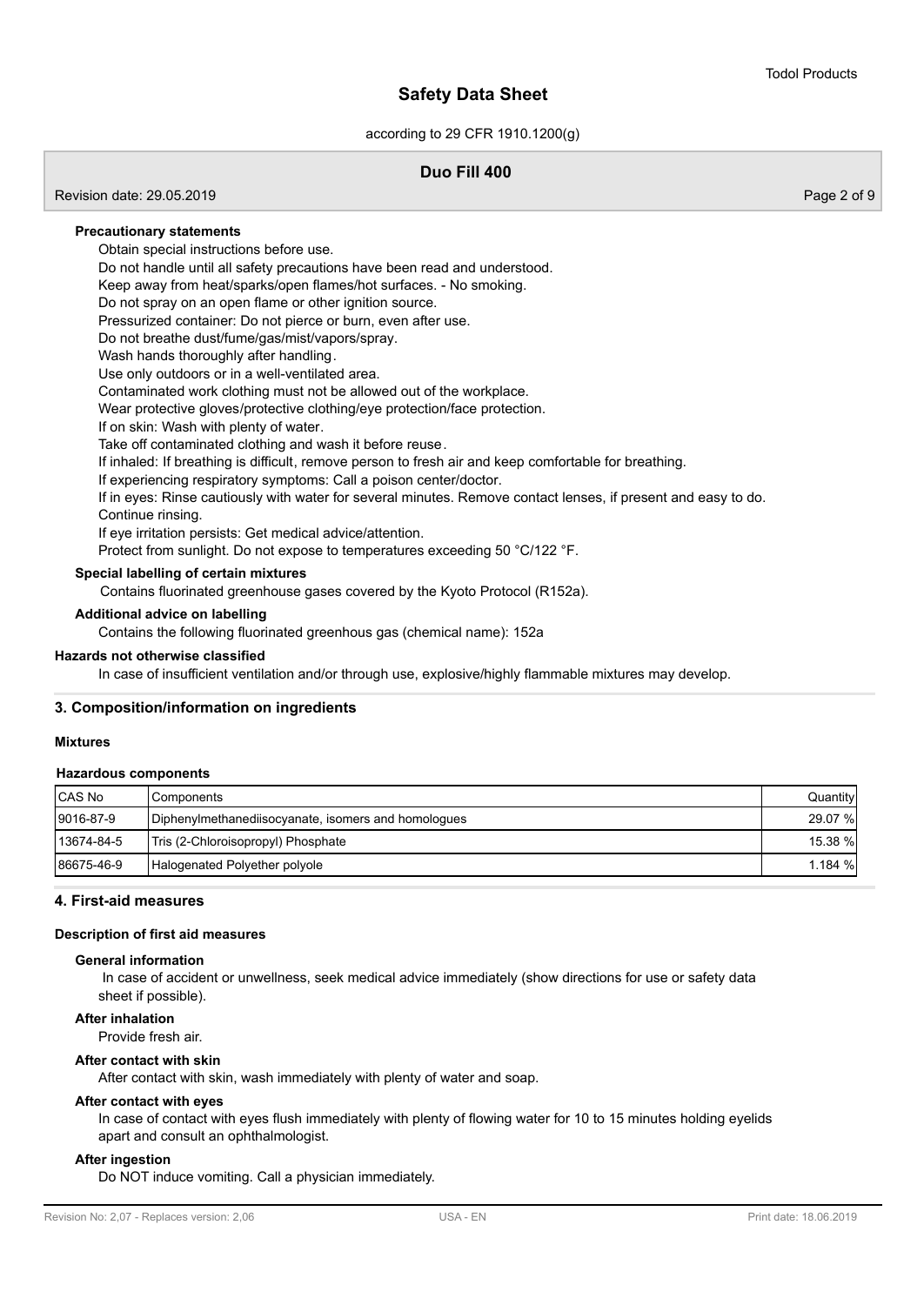#### Precautionary statements

Obtain special instructions before use.
Do not handle until all safety precautions have been read and understood.
Keep away from heat/sparks/open flames/hot surfaces. - No smoking.
Do not spray on an open flame or other ignition source.
Pressurized container: Do not pierce or burn, even after use.
Do not breathe dust/fume/gas/mist/vapors/spray.
Wash hands thoroughly after handling.
Use only outdoors or in a well-ventilated area.
Contaminated work clothing must not be allowed out of the workplace.
Wear protective gloves/protective clothing/eye protection/face protection.
If on skin: Wash with plenty of water.
Take off contaminated clothing and wash it before reuse.
If inhaled: If breathing is difficult, remove person to fresh air and keep comfortable for breathing.
If experiencing respiratory symptoms: Call a poison center/doctor.
If in eyes: Rinse cautiously with water for several minutes. Remove contact lenses, if present and easy to do. Continue rinsing.
If eye irritation persists: Get medical advice/attention.
Protect from sunlight. Do not expose to temperatures exceeding 50 °C/122 °F.

#### Special labelling of certain mixtures

Contains fluorinated greenhouse gases covered by the Kyoto Protocol (R152a).

#### Additional advice on labelling

Contains the following fluorinated greenhous gas (chemical name): 152a

### Hazards not otherwise classified

In case of insufficient ventilation and/or through use, explosive/highly flammable mixtures may develop.

## 3. Composition/information on ingredients

### Mixtures

#### Hazardous components

| CAS No | Components | Quantity |
|---|---|---|
| 9016-87-9 | Diphenylmethanediisocyanate, isomers and homologues | 29.07 % |
| 13674-84-5 | Tris (2-Chloroisopropyl) Phosphate | 15.38 % |
| 86675-46-9 | Halogenated Polyether polyole | 1.184 % |

## 4. First-aid measures

### Description of first aid measures

#### General information

In case of accident or unwellness, seek medical advice immediately (show directions for use or safety data sheet if possible).

#### After inhalation

Provide fresh air.

#### After contact with skin

After contact with skin, wash immediately with plenty of water and soap.

#### After contact with eyes

In case of contact with eyes flush immediately with plenty of flowing water for 10 to 15 minutes holding eyelids apart and consult an ophthalmologist.

#### After ingestion

Do NOT induce vomiting. Call a physician immediately.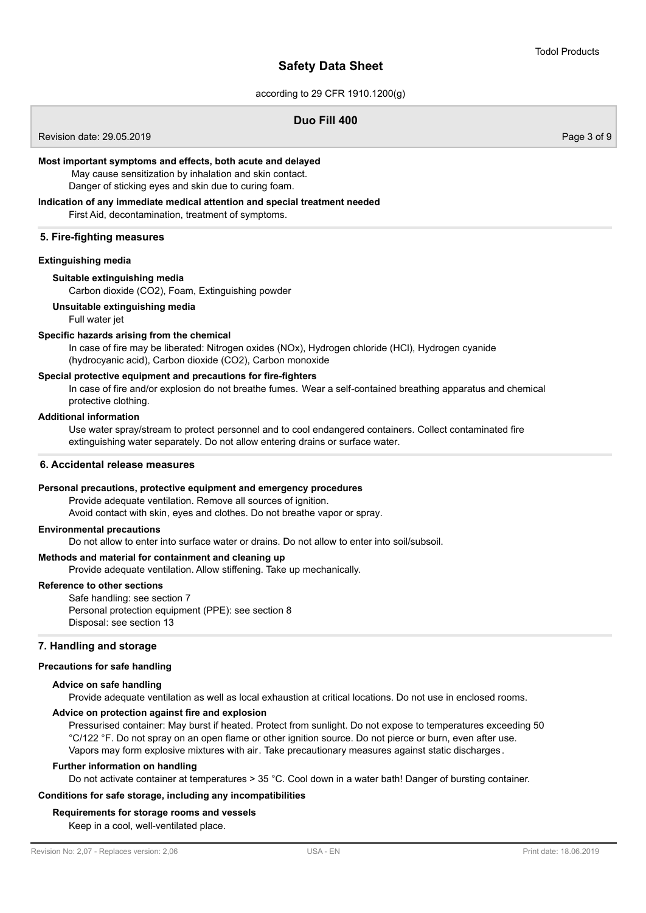#### Most important symptoms and effects, both acute and delayed

May cause sensitization by inhalation and skin contact.
Danger of sticking eyes and skin due to curing foam.

#### Indication of any immediate medical attention and special treatment needed

First Aid, decontamination, treatment of symptoms.

## 5. Fire-fighting measures

### Extinguishing media

#### Suitable extinguishing media

Carbon dioxide ($CO_2$), Foam, Extinguishing powder

#### Unsuitable extinguishing media

Full water jet

### Specific hazards arising from the chemical

In case of fire may be liberated: Nitrogen oxides ($NO_x$), Hydrogen chloride (HCl), Hydrogen cyanide (hydrocyanic acid), Carbon dioxide ($CO_2$), Carbon monoxide

### Special protective equipment and precautions for fire-fighters

In case of fire and/or explosion do not breathe fumes. Wear a self-contained breathing apparatus and chemical protective clothing.

### Additional information

Use water spray/stream to protect personnel and to cool endangered containers. Collect contaminated fire extinguishing water separately. Do not allow entering drains or surface water.

## 6. Accidental release measures

### Personal precautions, protective equipment and emergency procedures

Provide adequate ventilation. Remove all sources of ignition.
Avoid contact with skin, eyes and clothes. Do not breathe vapor or spray.

### Environmental precautions

Do not allow to enter into surface water or drains. Do not allow to enter into soil/subsoil.

### Methods and material for containment and cleaning up

Provide adequate ventilation. Allow stiffening. Take up mechanically.

### Reference to other sections

Safe handling: see section 7
Personal protection equipment (PPE): see section 8
Disposal: see section 13

## 7. Handling and storage

### Precautions for safe handling

#### Advice on safe handling

Provide adequate ventilation as well as local exhaustion at critical locations. Do not use in enclosed rooms.

#### Advice on protection against fire and explosion

Pressurised container: May burst if heated. Protect from sunlight. Do not expose to temperatures exceeding 50 °C/122 °F. Do not spray on an open flame or other ignition source. Do not pierce or burn, even after use.
Vapors may form explosive mixtures with air. Take precautionary measures against static discharges.

#### Further information on handling

Do not activate container at temperatures > 35 °C. Cool down in a water bath! Danger of bursting container.

### Conditions for safe storage, including any incompatibilities

#### Requirements for storage rooms and vessels

Keep in a cool, well-ventilated place.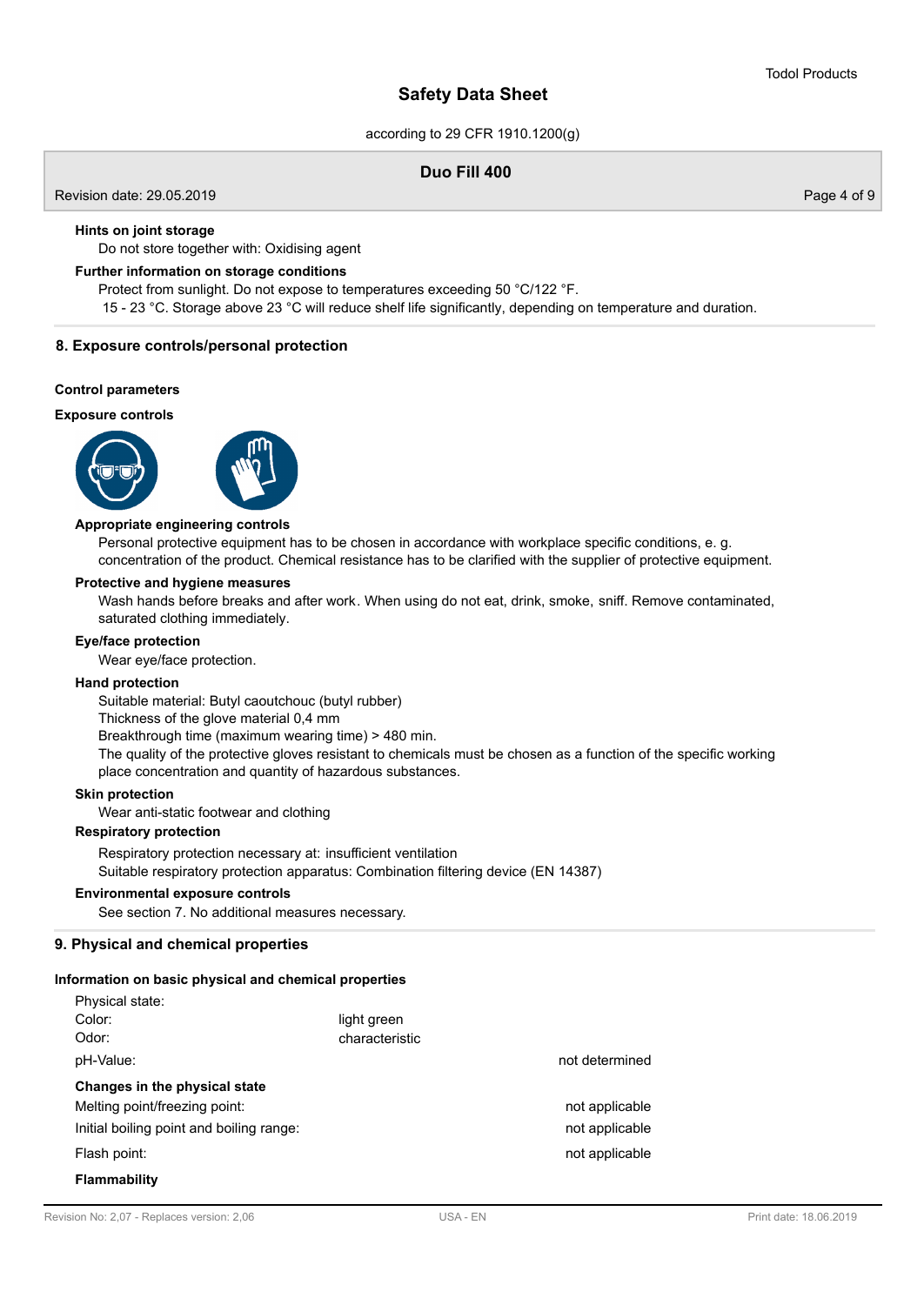**Hints on joint storage**

Do not store together with: Oxidising agent

**Further information on storage conditions**

Protect from sunlight. Do not expose to temperatures exceeding 50 °C/122 °F.
15 - 23 °C. Storage above 23 °C will reduce shelf life significantly, depending on temperature and duration.

## 8. Exposure controls/personal protection

**Control parameters**

**Exposure controls**

**Appropriate engineering controls**

Personal protective equipment has to be chosen in accordance with workplace specific conditions, e. g. concentration of the product. Chemical resistance has to be clarified with the supplier of protective equipment.

**Protective and hygiene measures**

Wash hands before breaks and after work. When using do not eat, drink, smoke, sniff. Remove contaminated, saturated clothing immediately.

**Eye/face protection**

Wear eye/face protection.

**Hand protection**

Suitable material: Butyl caoutchouc (butyl rubber)
Thickness of the glove material 0,4 mm
Breakthrough time (maximum wearing time) > 480 min.
The quality of the protective gloves resistant to chemicals must be chosen as a function of the specific working place concentration and quantity of hazardous substances.

**Skin protection**

Wear anti-static footwear and clothing

**Respiratory protection**

Respiratory protection necessary at: insufficient ventilation
Suitable respiratory protection apparatus: Combination filtering device (EN 14387)

**Environmental exposure controls**

See section 7. No additional measures necessary.

## 9. Physical and chemical properties

**Information on basic physical and chemical properties**

| | | |
|---|---|---|
| Physical state: | | |
| Color: | light green | |
| Odor: | characteristic | |
| pH-Value: | | not determined |
| **Changes in the physical state** | | |
| Melting point/freezing point: | | not applicable |
| Initial boiling point and boiling range: | | not applicable |
| Flash point: | | not applicable |

**Flammability**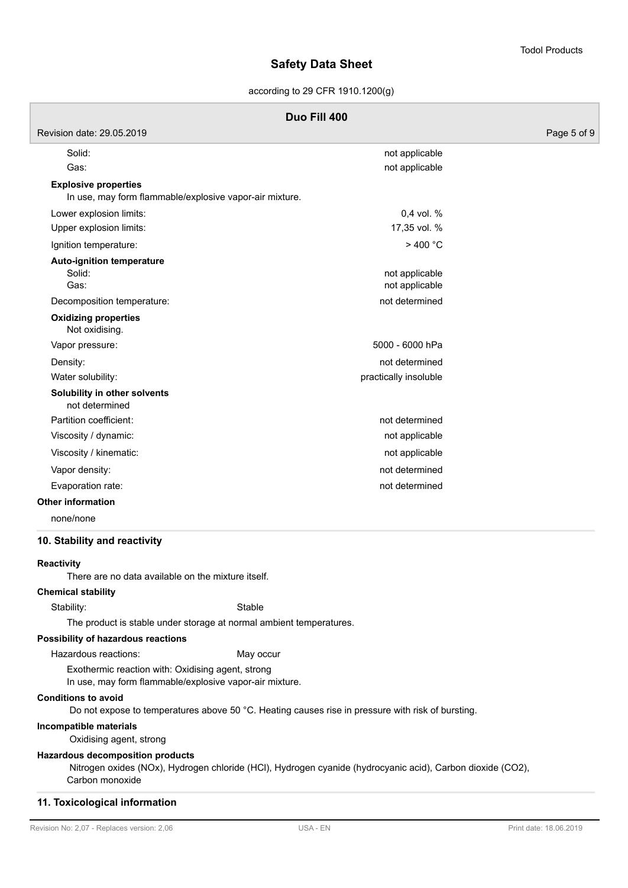| | |
|---|---|
| Solid: | not applicable |
| Gas: | not applicable |

**Explosive properties**

In use, may form flammable/explosive vapor-air mixture.

| | |
|---|---|
| Lower explosion limits: | 0,4 vol. % |
| Upper explosion limits: | 17,35 vol. % |
| Ignition temperature: | > 400 °C |

**Auto-ignition temperature**

| | |
|---|---|
| Solid: | not applicable |
| Gas: | not applicable |
| Decomposition temperature: | not determined |

**Oxidizing properties**

Not oxidising.

| | |
|---|---|
| Vapor pressure: | 5000 - 6000 hPa |
| Density: | not determined |
| Water solubility: | practically insoluble |

**Solubility in other solvents**

not determined

| | |
|---|---|
| Partition coefficient: | not determined |
| Viscosity / dynamic: | not applicable |
| Viscosity / kinematic: | not applicable |
| Vapor density: | not determined |
| Evaporation rate: | not determined |

**Other information**

none/none

## 10. Stability and reactivity

**Reactivity**

There are no data available on the mixture itself.

**Chemical stability**

Stability: Stable

The product is stable under storage at normal ambient temperatures.

**Possibility of hazardous reactions**

Hazardous reactions: May occur

Exothermic reaction with: Oxidising agent, strong
In use, may form flammable/explosive vapor-air mixture.

**Conditions to avoid**

Do not expose to temperatures above 50 °C. Heating causes rise in pressure with risk of bursting.

**Incompatible materials**

Oxidising agent, strong

**Hazardous decomposition products**

Nitrogen oxides (NOx), Hydrogen chloride (HCl), Hydrogen cyanide (hydrocyanic acid), Carbon dioxide ($CO_2$), Carbon monoxide

## 11. Toxicological information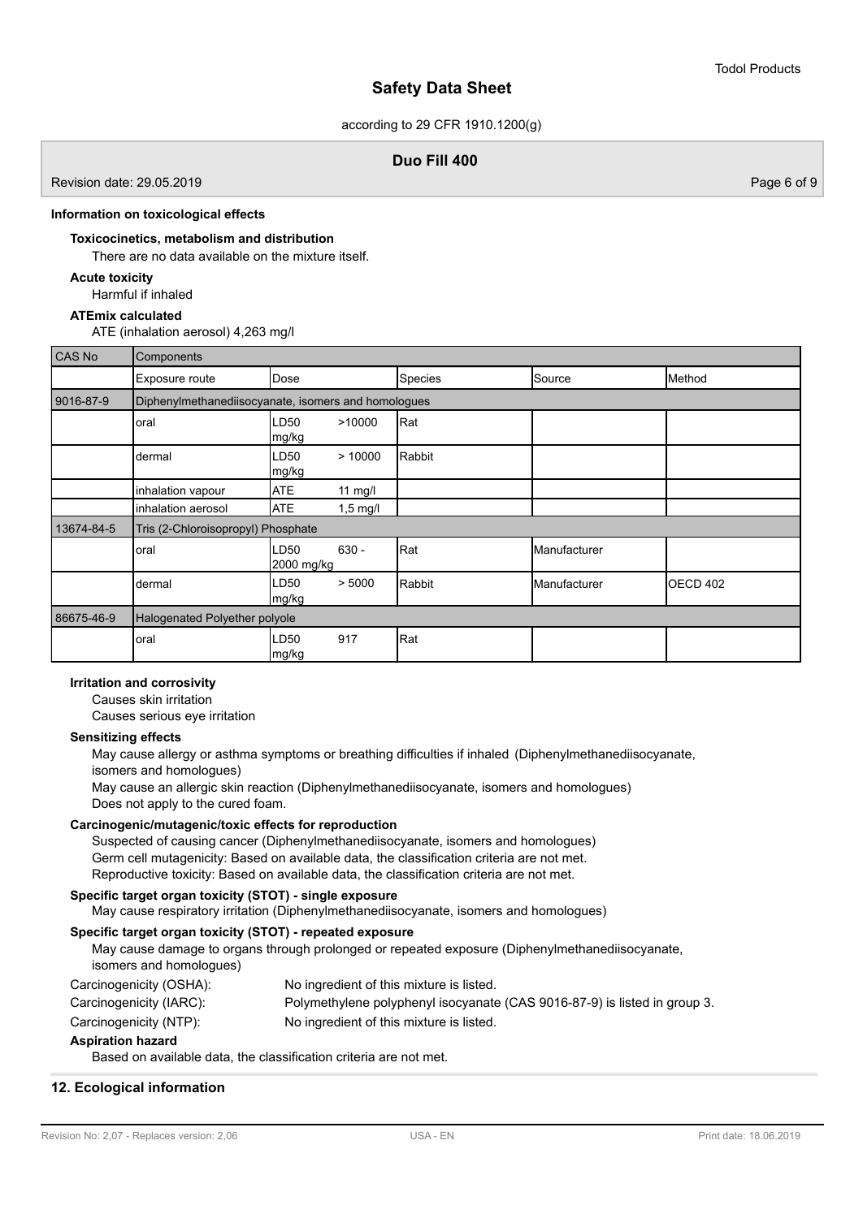### Information on toxicological effects

**Toxicocinetics, metabolism and distribution**

There are no data available on the mixture itself.

**Acute toxicity**

Harmful if inhaled

**ATEmix calculated**

ATE (inhalation aerosol) 4,263 mg/l

| CAS No | Components | | | | |
|---|---|---|---|---|---|
| | Exposure route | Dose | Species | Source | Method |
| 9016-87-9 | Diphenylmethanediisocyanate, isomers and homologues | | | | |
| | oral | LD50 >10000 mg/kg | Rat | | |
| | dermal | LD50 > 10000 mg/kg | Rabbit | | |
| | inhalation vapour | ATE 11 mg/l | | | |
| | inhalation aerosol | ATE 1,5 mg/l | | | |
| 13674-84-5 | Tris (2-Chloroisopropyl) Phosphate | | | | |
| | oral | LD50 630 - 2000 mg/kg | Rat | Manufacturer | |
| | dermal | LD50 > 5000 mg/kg | Rabbit | Manufacturer | OECD 402 |
| 86675-46-9 | Halogenated Polyether polyole | | | | |
| | oral | LD50 917 mg/kg | Rat | | |

**Irritation and corrosivity**

Causes skin irritation

Causes serious eye irritation

**Sensitizing effects**

May cause allergy or asthma symptoms or breathing difficulties if inhaled (Diphenylmethanediisocyanate, isomers and homologues)

May cause an allergic skin reaction (Diphenylmethanediisocyanate, isomers and homologues)

Does not apply to the cured foam.

**Carcinogenic/mutagenic/toxic effects for reproduction**

Suspected of causing cancer (Diphenylmethanediisocyanate, isomers and homologues)

Germ cell mutagenicity: Based on available data, the classification criteria are not met.

Reproductive toxicity: Based on available data, the classification criteria are not met.

**Specific target organ toxicity (STOT) - single exposure**

May cause respiratory irritation (Diphenylmethanediisocyanate, isomers and homologues)

**Specific target organ toxicity (STOT) - repeated exposure**

May cause damage to organs through prolonged or repeated exposure (Diphenylmethanediisocyanate, isomers and homologues)

Carcinogenicity (OSHA): No ingredient of this mixture is listed.

Carcinogenicity (IARC): Polymethylene polyphenyl isocyanate (CAS 9016-87-9) is listed in group 3.

Carcinogenicity (NTP): No ingredient of this mixture is listed.

**Aspiration hazard**

Based on available data, the classification criteria are not met.

## 12. Ecological information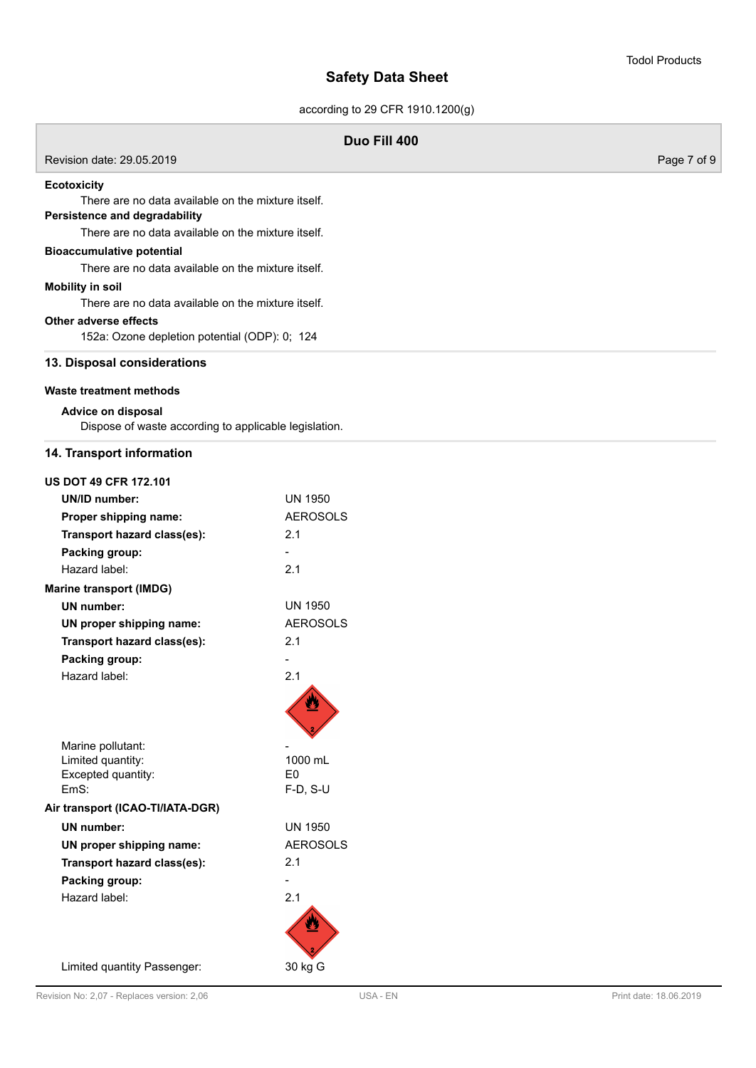**Ecotoxicity**

There are no data available on the mixture itself.

**Persistence and degradability**

There are no data available on the mixture itself.

**Bioaccumulative potential**

There are no data available on the mixture itself.

**Mobility in soil**

There are no data available on the mixture itself.

**Other adverse effects**

152a: Ozone depletion potential (ODP): 0; 124

## 13. Disposal considerations

**Waste treatment methods**

**Advice on disposal**

Dispose of waste according to applicable legislation.

## 14. Transport information

**US DOT 49 CFR 172.101**

| | |
|---|---|
| **UN/ID number:** | UN 1950 |
| **Proper shipping name:** | AEROSOLS |
| **Transport hazard class(es):** | 2.1 |
| **Packing group:** | - |
| Hazard label: | 2.1 |

**Marine transport (IMDG)**

| | |
|---|---|
| **UN number:** | UN 1950 |
| **UN proper shipping name:** | AEROSOLS |
| **Transport hazard class(es):** | 2.1 |
| **Packing group:** | - |
| Hazard label: | 2.1 |
| Marine pollutant: | - |
| Limited quantity: | 1000 mL |
| Excepted quantity: | E0 |
| EmS: | F-D, S-U |

**Air transport (ICAO-TI/IATA-DGR)**

| | |
|---|---|
| **UN number:** | UN 1950 |
| **UN proper shipping name:** | AEROSOLS |
| **Transport hazard class(es):** | 2.1 |
| **Packing group:** | - |
| Hazard label: | 2.1 |
| Limited quantity Passenger: | 30 kg G |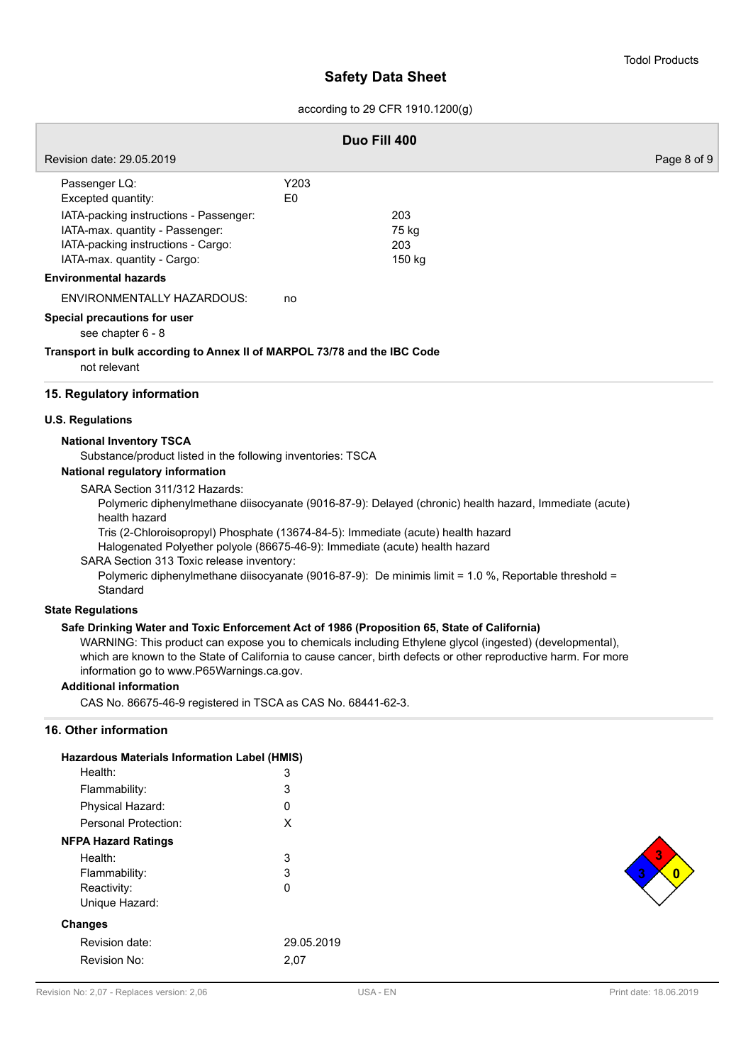| | | |
|---|---|---|
| Passenger LQ: | Y203 | |
| Excepted quantity: | E0 | |
| IATA-packing instructions - Passenger: | | 203 |
| IATA-max. quantity - Passenger: | | 75 kg |
| IATA-packing instructions - Cargo: | | 203 |
| IATA-max. quantity - Cargo: | | 150 kg |

**Environmental hazards**

ENVIRONMENTALLY HAZARDOUS: no

**Special precautions for user**

see chapter 6 - 8

**Transport in bulk according to Annex II of MARPOL 73/78 and the IBC Code**

not relevant

## 15. Regulatory information

### U.S. Regulations

**National Inventory TSCA**

Substance/product listed in the following inventories: TSCA

**National regulatory information**

SARA Section 311/312 Hazards:

Polymeric diphenylmethane diisocyanate (9016-87-9): Delayed (chronic) health hazard, Immediate (acute) health hazard

Tris (2-Chloroisopropyl) Phosphate (13674-84-5): Immediate (acute) health hazard

Halogenated Polyether polyole (86675-46-9): Immediate (acute) health hazard

SARA Section 313 Toxic release inventory:

Polymeric diphenylmethane diisocyanate (9016-87-9): De minimis limit = 1.0 %, Reportable threshold = Standard

### State Regulations

**Safe Drinking Water and Toxic Enforcement Act of 1986 (Proposition 65, State of California)**

WARNING: This product can expose you to chemicals including Ethylene glycol (ingested) (developmental), which are known to the State of California to cause cancer, birth defects or other reproductive harm. For more information go to www.P65Warnings.ca.gov.

**Additional information**

CAS No. 86675-46-9 registered in TSCA as CAS No. 68441-62-3.

## 16. Other information

**Hazardous Materials Information Label (HMIS)**

| | |
|---|---|
| Health: | 3 |
| Flammability: | 3 |
| Physical Hazard: | 0 |
| Personal Protection: | X |

**NFPA Hazard Ratings**

| | |
|---|---|
| Health: | 3 |
| Flammability: | 3 |
| Reactivity: | 0 |
| Unique Hazard: | |

**Changes**

| | |
|---|---|
| Revision date: | 29.05.2019 |
| Revision No: | 2,07 |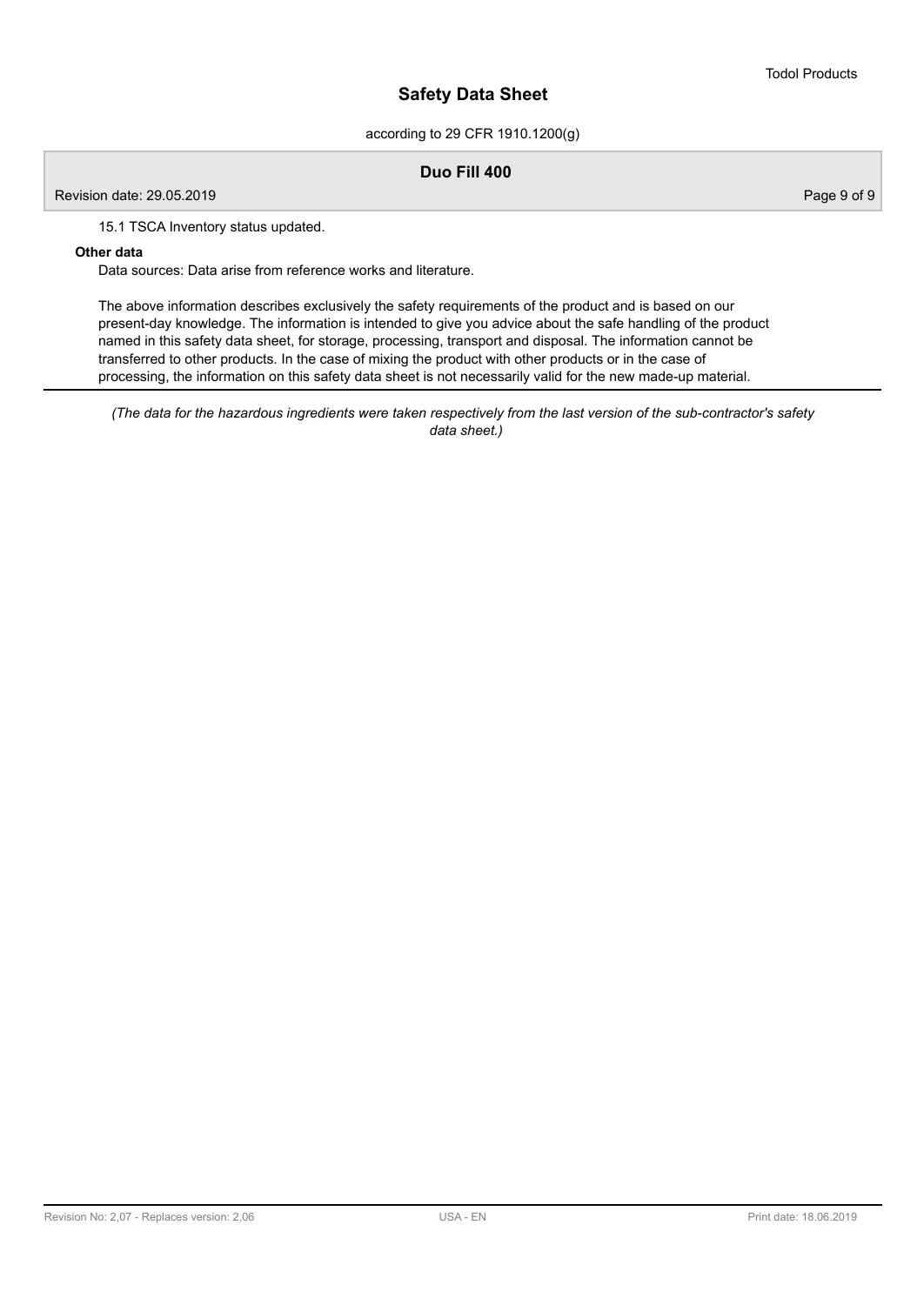15.1 TSCA Inventory status updated.

**Other data**

Data sources: Data arise from reference works and literature.

The above information describes exclusively the safety requirements of the product and is based on our present-day knowledge. The information is intended to give you advice about the safe handling of the product named in this safety data sheet, for storage, processing, transport and disposal. The information cannot be transferred to other products. In the case of mixing the product with other products or in the case of processing, the information on this safety data sheet is not necessarily valid for the new made-up material.

---

*(The data for the hazardous ingredients were taken respectively from the last version of the sub-contractor's safety data sheet.)*